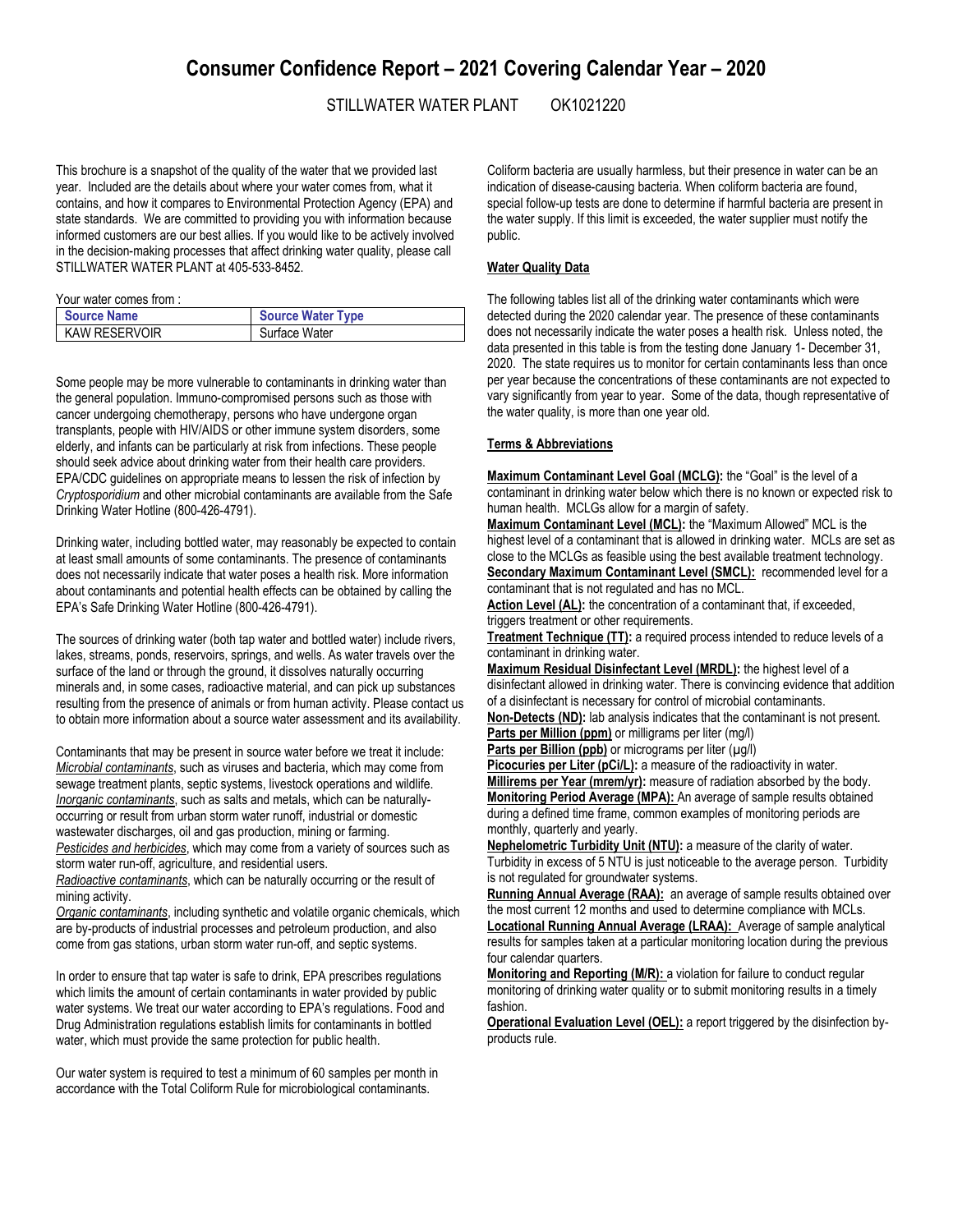# Consumer Confidence Report – 2021 Covering Calendar Year – 2020

STILLWATER WATER PLANT OK1021220

This brochure is a snapshot of the quality of the water that we provided last year. Included are the details about where your water comes from, what it contains, and how it compares to Environmental Protection Agency (EPA) and state standards. We are committed to providing you with information because informed customers are our best allies. If you would like to be actively involved in the decision-making processes that affect drinking water quality, please call STILLWATER WATER PLANT at 405-533-8452.

Your water comes from :

| Source Name | Source Water Type |
|---|---|
| KAW RESERVOIR | Surface Water |

Some people may be more vulnerable to contaminants in drinking water than the general population. Immuno-compromised persons such as those with cancer undergoing chemotherapy, persons who have undergone organ transplants, people with HIV/AIDS or other immune system disorders, some elderly, and infants can be particularly at risk from infections. These people should seek advice about drinking water from their health care providers. EPA/CDC guidelines on appropriate means to lessen the risk of infection by *Cryptosporidium* and other microbial contaminants are available from the Safe Drinking Water Hotline (800-426-4791).

Drinking water, including bottled water, may reasonably be expected to contain at least small amounts of some contaminants. The presence of contaminants does not necessarily indicate that water poses a health risk. More information about contaminants and potential health effects can be obtained by calling the EPA's Safe Drinking Water Hotline (800-426-4791).

The sources of drinking water (both tap water and bottled water) include rivers, lakes, streams, ponds, reservoirs, springs, and wells. As water travels over the surface of the land or through the ground, it dissolves naturally occurring minerals and, in some cases, radioactive material, and can pick up substances resulting from the presence of animals or from human activity. Please contact us to obtain more information about a source water assessment and its availability.

Contaminants that may be present in source water before we treat it include:
*Microbial contaminants*, such as viruses and bacteria, which may come from sewage treatment plants, septic systems, livestock operations and wildlife.
*Inorganic contaminants*, such as salts and metals, which can be naturally-occurring or result from urban storm water runoff, industrial or domestic wastewater discharges, oil and gas production, mining or farming.
*Pesticides and herbicides*, which may come from a variety of sources such as storm water run-off, agriculture, and residential users.
*Radioactive contaminants*, which can be naturally occurring or the result of mining activity.
*Organic contaminants*, including synthetic and volatile organic chemicals, which are by-products of industrial processes and petroleum production, and also come from gas stations, urban storm water run-off, and septic systems.

In order to ensure that tap water is safe to drink, EPA prescribes regulations which limits the amount of certain contaminants in water provided by public water systems. We treat our water according to EPA's regulations. Food and Drug Administration regulations establish limits for contaminants in bottled water, which must provide the same protection for public health.

Our water system is required to test a minimum of 60 samples per month in accordance with the Total Coliform Rule for microbiological contaminants.

Coliform bacteria are usually harmless, but their presence in water can be an indication of disease-causing bacteria. When coliform bacteria are found, special follow-up tests are done to determine if harmful bacteria are present in the water supply. If this limit is exceeded, the water supplier must notify the public.

## Water Quality Data

The following tables list all of the drinking water contaminants which were detected during the 2020 calendar year. The presence of these contaminants does not necessarily indicate the water poses a health risk. Unless noted, the data presented in this table is from the testing done January 1- December 31, 2020. The state requires us to monitor for certain contaminants less than once per year because the concentrations of these contaminants are not expected to vary significantly from year to year. Some of the data, though representative of the water quality, is more than one year old.

## Terms & Abbreviations

**Maximum Contaminant Level Goal (MCLG):** the "Goal" is the level of a contaminant in drinking water below which there is no known or expected risk to human health. MCLGs allow for a margin of safety.
**Maximum Contaminant Level (MCL):** the "Maximum Allowed" MCL is the highest level of a contaminant that is allowed in drinking water. MCLs are set as close to the MCLGs as feasible using the best available treatment technology.
**Secondary Maximum Contaminant Level (SMCL):** recommended level for a contaminant that is not regulated and has no MCL.
**Action Level (AL):** the concentration of a contaminant that, if exceeded, triggers treatment or other requirements.
**Treatment Technique (TT):** a required process intended to reduce levels of a contaminant in drinking water.
**Maximum Residual Disinfectant Level (MRDL):** the highest level of a disinfectant allowed in drinking water. There is convincing evidence that addition of a disinfectant is necessary for control of microbial contaminants.
**Non-Detects (ND):** lab analysis indicates that the contaminant is not present.
**Parts per Million (ppm)** or milligrams per liter (mg/l)
**Parts per Billion (ppb)** or micrograms per liter (µg/l)
**Picocuries per Liter (pCi/L):** a measure of the radioactivity in water.
**Millirems per Year (mrem/yr):** measure of radiation absorbed by the body.
**Monitoring Period Average (MPA):** An average of sample results obtained during a defined time frame, common examples of monitoring periods are monthly, quarterly and yearly.
**Nephelometric Turbidity Unit (NTU):** a measure of the clarity of water. Turbidity in excess of 5 NTU is just noticeable to the average person. Turbidity is not regulated for groundwater systems.
**Running Annual Average (RAA):** an average of sample results obtained over the most current 12 months and used to determine compliance with MCLs.
**Locational Running Annual Average (LRAA):** Average of sample analytical results for samples taken at a particular monitoring location during the previous four calendar quarters.
**Monitoring and Reporting (M/R):** a violation for failure to conduct regular monitoring of drinking water quality or to submit monitoring results in a timely fashion.
**Operational Evaluation Level (OEL):** a report triggered by the disinfection by-products rule.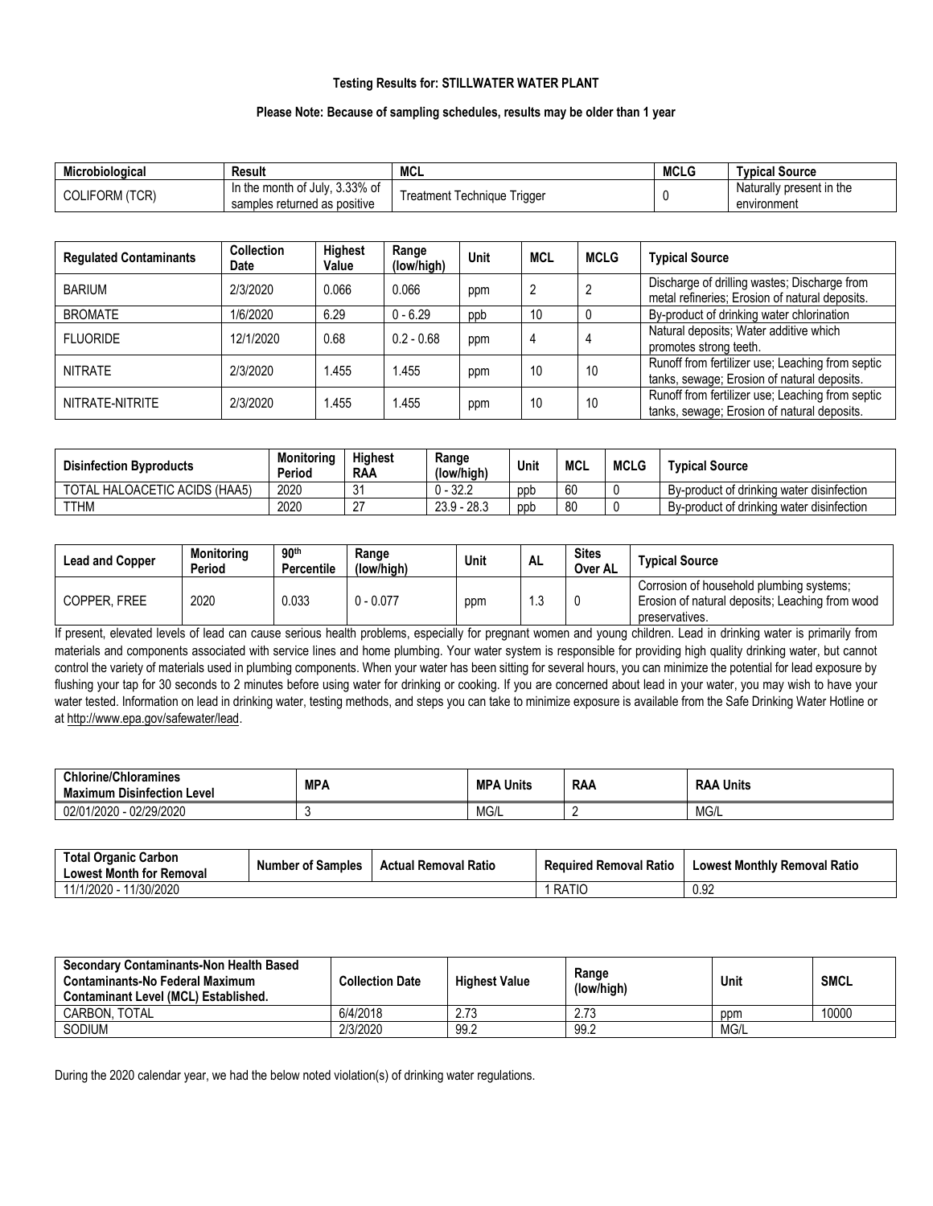**Testing Results for: STILLWATER WATER PLANT**

**Please Note: Because of sampling schedules, results may be older than 1 year**

| Microbiological | Result | MCL | MCLG | Typical Source |
|---|---|---|---|---|
| COLIFORM (TCR) | In the month of July, 3.33% of samples returned as positive | Treatment Technique Trigger | 0 | Naturally present in the environment |

| Regulated Contaminants | Collection Date | Highest Value | Range (low/high) | Unit | MCL | MCLG | Typical Source |
|---|---|---|---|---|---|---|---|
| BARIUM | 2/3/2020 | 0.066 | 0.066 | ppm | 2 | 2 | Discharge of drilling wastes; Discharge from metal refineries; Erosion of natural deposits. |
| BROMATE | 1/6/2020 | 6.29 | 0 - 6.29 | ppb | 10 | 0 | By-product of drinking water chlorination |
| FLUORIDE | 12/1/2020 | 0.68 | 0.2 - 0.68 | ppm | 4 | 4 | Natural deposits; Water additive which promotes strong teeth. |
| NITRATE | 2/3/2020 | 1.455 | 1.455 | ppm | 10 | 10 | Runoff from fertilizer use; Leaching from septic tanks, sewage; Erosion of natural deposits. |
| NITRATE-NITRITE | 2/3/2020 | 1.455 | 1.455 | ppm | 10 | 10 | Runoff from fertilizer use; Leaching from septic tanks, sewage; Erosion of natural deposits. |

| Disinfection Byproducts | Monitoring Period | Highest RAA | Range (low/high) | Unit | MCL | MCLG | Typical Source |
|---|---|---|---|---|---|---|---|
| TOTAL HALOACETIC ACIDS (HAA5) | 2020 | 31 | 0 - 32.2 | ppb | 60 | 0 | By-product of drinking water disinfection |
| TTHM | 2020 | 27 | 23.9 - 28.3 | ppb | 80 | 0 | By-product of drinking water disinfection |

| Lead and Copper | Monitoring Period | 90th Percentile | Range (low/high) | Unit | AL | Sites Over AL | Typical Source |
|---|---|---|---|---|---|---|---|
| COPPER, FREE | 2020 | 0.033 | 0 - 0.077 | ppm | 1.3 | 0 | Corrosion of household plumbing systems; Erosion of natural deposits; Leaching from wood preservatives. |

If present, elevated levels of lead can cause serious health problems, especially for pregnant women and young children. Lead in drinking water is primarily from materials and components associated with service lines and home plumbing. Your water system is responsible for providing high quality drinking water, but cannot control the variety of materials used in plumbing components. When your water has been sitting for several hours, you can minimize the potential for lead exposure by flushing your tap for 30 seconds to 2 minutes before using water for drinking or cooking. If you are concerned about lead in your water, you may wish to have your water tested. Information on lead in drinking water, testing methods, and steps you can take to minimize exposure is available from the Safe Drinking Water Hotline or at http://www.epa.gov/safewater/lead.

| Chlorine/Chloramines Maximum Disinfection Level | MPA | MPA Units | RAA | RAA Units |
|---|---|---|---|---|
| 02/01/2020 - 02/29/2020 | 3 | MG/L | 2 | MG/L |

| Total Organic Carbon Lowest Month for Removal | Number of Samples | Actual Removal Ratio | Required Removal Ratio | Lowest Monthly Removal Ratio |
|---|---|---|---|---|
| 11/1/2020 - 11/30/2020 | | | 1 RATIO | 0.92 |

| Secondary Contaminants-Non Health Based Contaminants-No Federal Maximum Contaminant Level (MCL) Established. | Collection Date | Highest Value | Range (low/high) | Unit | SMCL |
|---|---|---|---|---|---|
| CARBON, TOTAL | 6/4/2018 | 2.73 | 2.73 | ppm | 10000 |
| SODIUM | 2/3/2020 | 99.2 | 99.2 | MG/L | |

During the 2020 calendar year, we had the below noted violation(s) of drinking water regulations.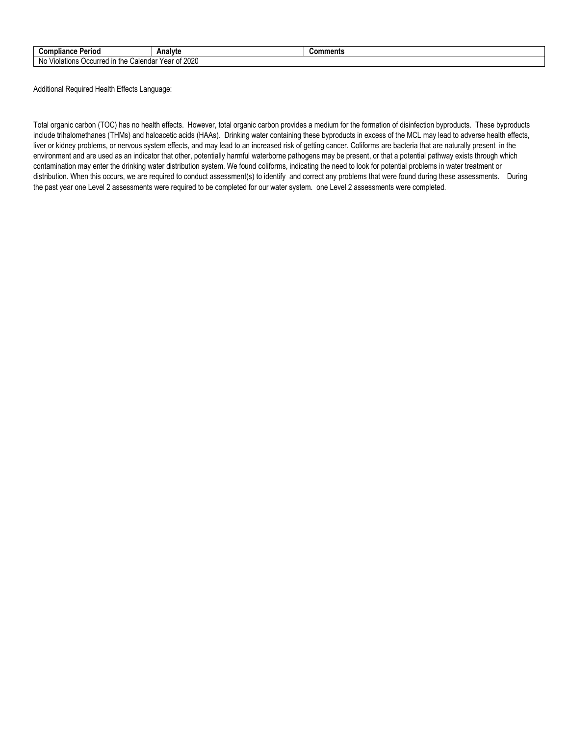| Compliance Period | Analyte | Comments |
| --- | --- | --- |
| No Violations Occurred in the Calendar Year of 2020 | | |

Additional Required Health Effects Language:

Total organic carbon (TOC) has no health effects. However, total organic carbon provides a medium for the formation of disinfection byproducts. These byproducts include trihalomethanes (THMs) and haloacetic acids (HAAs). Drinking water containing these byproducts in excess of the MCL may lead to adverse health effects, liver or kidney problems, or nervous system effects, and may lead to an increased risk of getting cancer. Coliforms are bacteria that are naturally present in the environment and are used as an indicator that other, potentially harmful waterborne pathogens may be present, or that a potential pathway exists through which contamination may enter the drinking water distribution system. We found coliforms, indicating the need to look for potential problems in water treatment or distribution. When this occurs, we are required to conduct assessment(s) to identify and correct any problems that were found during these assessments. During the past year one Level 2 assessments were required to be completed for our water system. one Level 2 assessments were completed.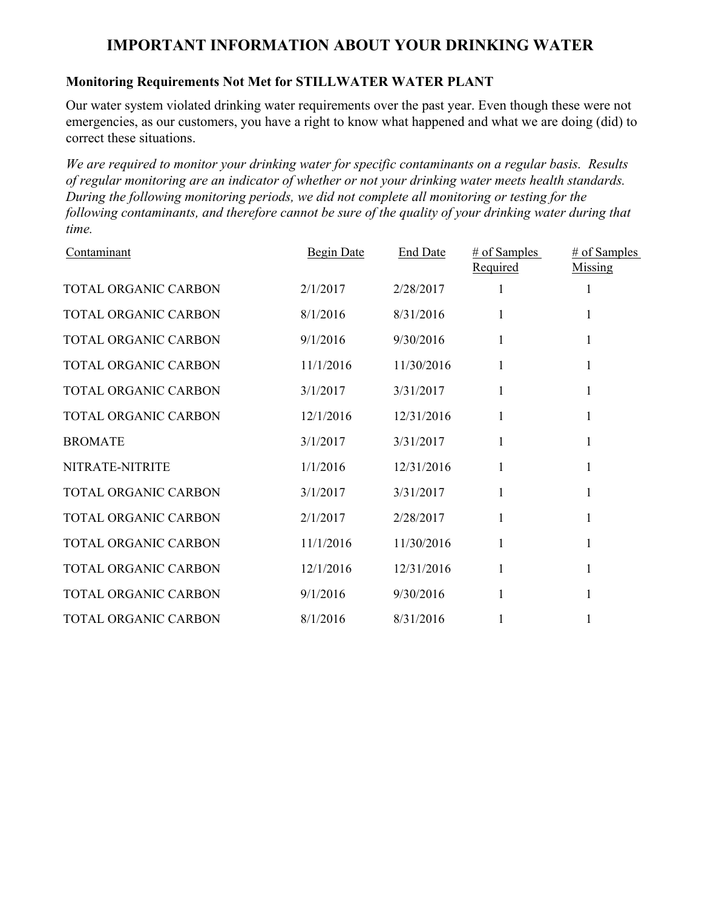# IMPORTANT INFORMATION ABOUT YOUR DRINKING WATER

**Monitoring Requirements Not Met for STILLWATER WATER PLANT**

Our water system violated drinking water requirements over the past year. Even though these were not emergencies, as our customers, you have a right to know what happened and what we are doing (did) to correct these situations.

*We are required to monitor your drinking water for specific contaminants on a regular basis. Results of regular monitoring are an indicator of whether or not your drinking water meets health standards. During the following monitoring periods, we did not complete all monitoring or testing for the following contaminants, and therefore cannot be sure of the quality of your drinking water during that time.*

| Contaminant | Begin Date | End Date | # of Samples Required | # of Samples Missing |
|---|---|---|---|---|
| TOTAL ORGANIC CARBON | 2/1/2017 | 2/28/2017 | 1 | 1 |
| TOTAL ORGANIC CARBON | 8/1/2016 | 8/31/2016 | 1 | 1 |
| TOTAL ORGANIC CARBON | 9/1/2016 | 9/30/2016 | 1 | 1 |
| TOTAL ORGANIC CARBON | 11/1/2016 | 11/30/2016 | 1 | 1 |
| TOTAL ORGANIC CARBON | 3/1/2017 | 3/31/2017 | 1 | 1 |
| TOTAL ORGANIC CARBON | 12/1/2016 | 12/31/2016 | 1 | 1 |
| BROMATE | 3/1/2017 | 3/31/2017 | 1 | 1 |
| NITRATE-NITRITE | 1/1/2016 | 12/31/2016 | 1 | 1 |
| TOTAL ORGANIC CARBON | 3/1/2017 | 3/31/2017 | 1 | 1 |
| TOTAL ORGANIC CARBON | 2/1/2017 | 2/28/2017 | 1 | 1 |
| TOTAL ORGANIC CARBON | 11/1/2016 | 11/30/2016 | 1 | 1 |
| TOTAL ORGANIC CARBON | 12/1/2016 | 12/31/2016 | 1 | 1 |
| TOTAL ORGANIC CARBON | 9/1/2016 | 9/30/2016 | 1 | 1 |
| TOTAL ORGANIC CARBON | 8/1/2016 | 8/31/2016 | 1 | 1 |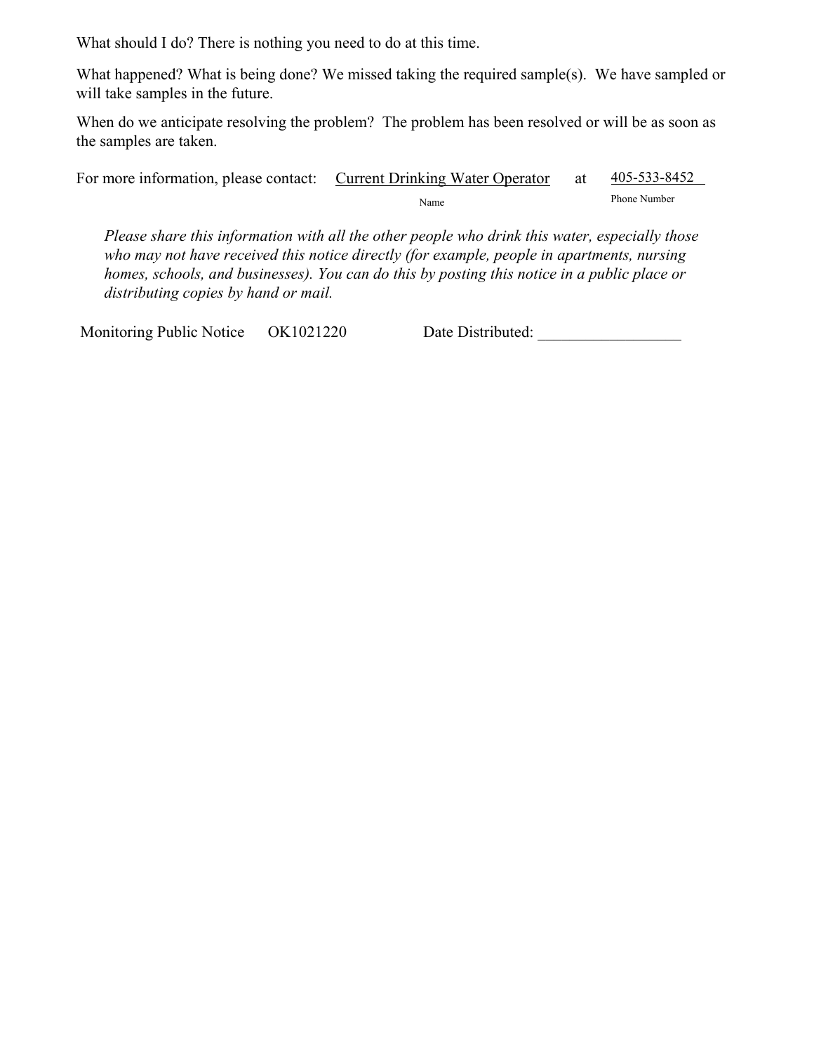What should I do? There is nothing you need to do at this time.

What happened? What is being done? We missed taking the required sample(s). We have sampled or will take samples in the future.

When do we anticipate resolving the problem? The problem has been resolved or will be as soon as the samples are taken.

For more information, please contact: Current Drinking Water Operator (Name) at 405-533-8452 (Phone Number)

*Please share this information with all the other people who drink this water, especially those who may not have received this notice directly (for example, people in apartments, nursing homes, schools, and businesses). You can do this by posting this notice in a public place or distributing copies by hand or mail.*

Monitoring Public Notice OK1021220 Date Distributed: __________________